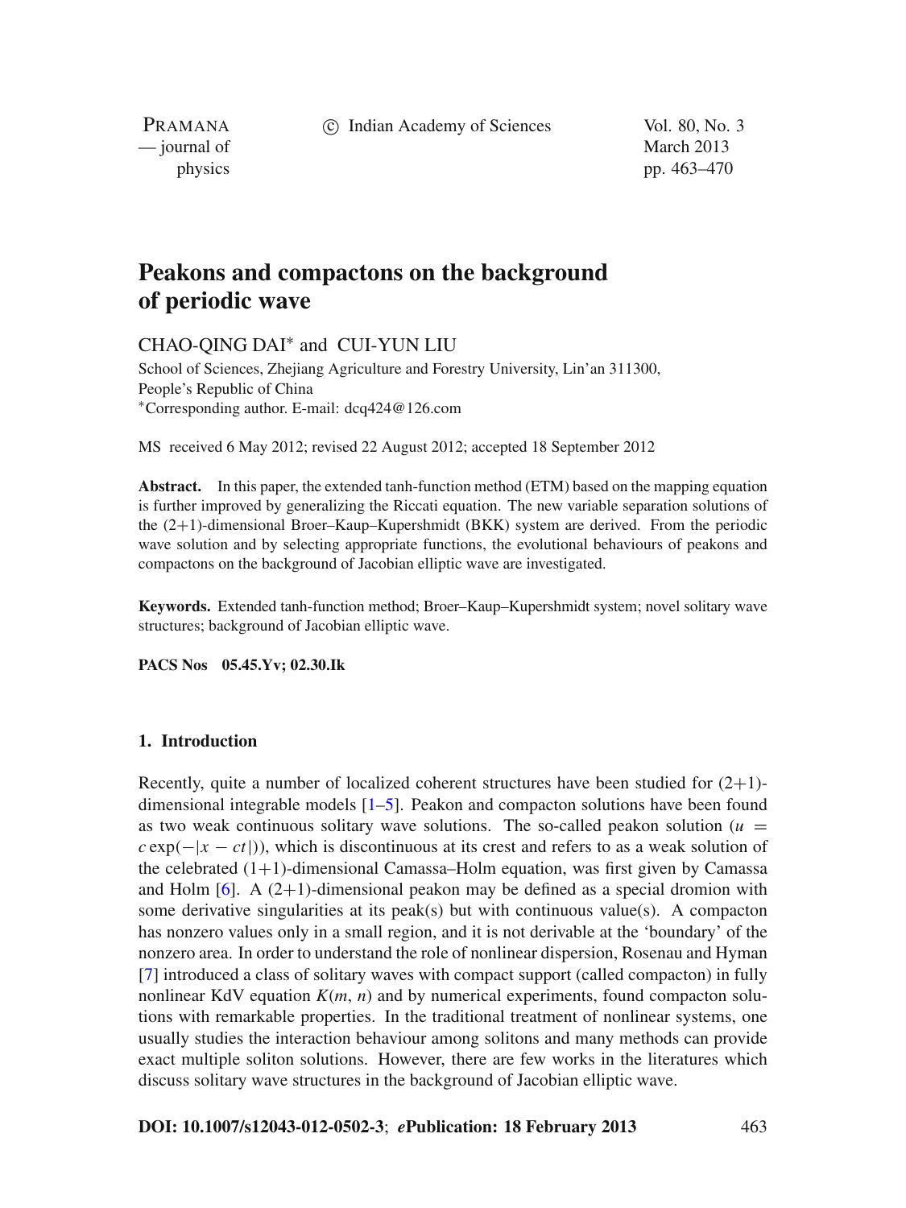# Peakons and compactons on the background of periodic wave

CHAO-QING DAI* and CUI-YUN LIU

School of Sciences, Zhejiang Agriculture and Forestry University, Lin'an 311300, People's Republic of China

*Corresponding author. E-mail: dcq424@126.com

MS received 6 May 2012; revised 22 August 2012; accepted 18 September 2012

**Abstract.** In this paper, the extended tanh-function method (ETM) based on the mapping equation is further improved by generalizing the Riccati equation. The new variable separation solutions of the (2+1)-dimensional Broer–Kaup–Kupershmidt (BKK) system are derived. From the periodic wave solution and by selecting appropriate functions, the evolutional behaviours of peakons and compactons on the background of Jacobian elliptic wave are investigated.

**Keywords.** Extended tanh-function method; Broer–Kaup–Kupershmidt system; novel solitary wave structures; background of Jacobian elliptic wave.

**PACS Nos** 05.45.Yv; 02.30.Ik

## 1. Introduction

Recently, quite a number of localized coherent structures have been studied for (2+1)-dimensional integrable models [1–5]. Peakon and compacton solutions have been found as two weak continuous solitary wave solutions. The so-called peakon solution ($u = c\exp(-|x-ct|)$), which is discontinuous at its crest and refers to as a weak solution of the celebrated (1+1)-dimensional Camassa–Holm equation, was first given by Camassa and Holm [6]. A (2+1)-dimensional peakon may be defined as a special dromion with some derivative singularities at its peak(s) but with continuous value(s). A compacton has nonzero values only in a small region, and it is not derivable at the 'boundary' of the nonzero area. In order to understand the role of nonlinear dispersion, Rosenau and Hyman [7] introduced a class of solitary waves with compact support (called compacton) in fully nonlinear KdV equation $K(m, n)$ and by numerical experiments, found compacton solutions with remarkable properties. In the traditional treatment of nonlinear systems, one usually studies the interaction behaviour among solitons and many methods can provide exact multiple soliton solutions. However, there are few works in the literatures which discuss solitary wave structures in the background of Jacobian elliptic wave.

**DOI: 10.1007/s12043-012-0502-3**; ***e*Publication: 18 February 2013**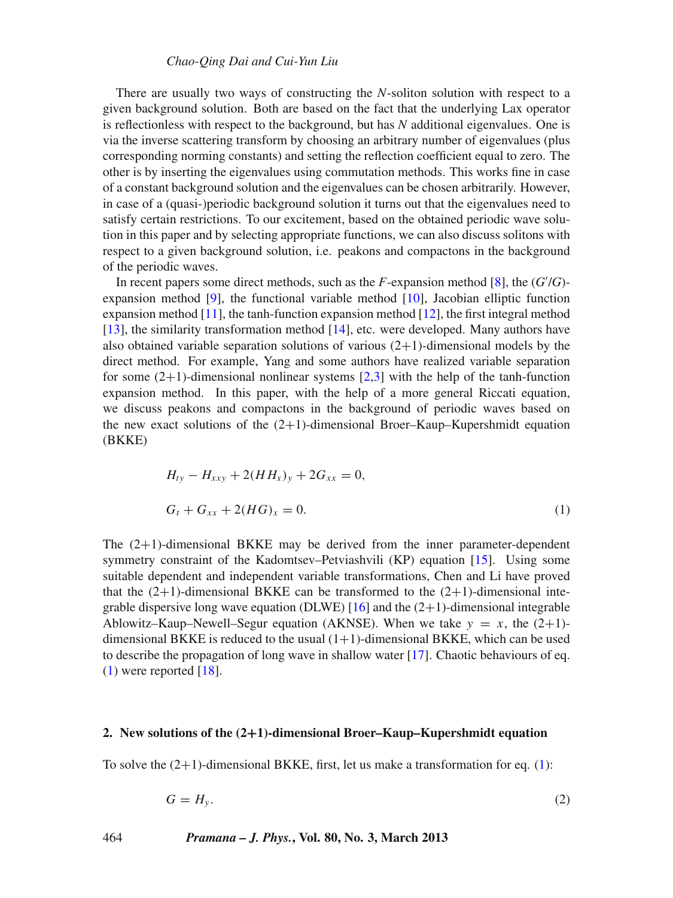There are usually two ways of constructing the $N$-soliton solution with respect to a given background solution. Both are based on the fact that the underlying Lax operator is reflectionless with respect to the background, but has $N$ additional eigenvalues. One is via the inverse scattering transform by choosing an arbitrary number of eigenvalues (plus corresponding norming constants) and setting the reflection coefficient equal to zero. The other is by inserting the eigenvalues using commutation methods. This works fine in case of a constant background solution and the eigenvalues can be chosen arbitrarily. However, in case of a (quasi-)periodic background solution it turns out that the eigenvalues need to satisfy certain restrictions. To our excitement, based on the obtained periodic wave solution in this paper and by selecting appropriate functions, we can also discuss solitons with respect to a given background solution, i.e. peakons and compactons in the background of the periodic waves.

In recent papers some direct methods, such as the $F$-expansion method [8], the $(G'/G)$-expansion method [9], the functional variable method [10], Jacobian elliptic function expansion method [11], the tanh-function expansion method [12], the first integral method [13], the similarity transformation method [14], etc. were developed. Many authors have also obtained variable separation solutions of various (2+1)-dimensional models by the direct method. For example, Yang and some authors have realized variable separation for some (2+1)-dimensional nonlinear systems [2,3] with the help of the tanh-function expansion method. In this paper, with the help of a more general Riccati equation, we discuss peakons and compactons in the background of periodic waves based on the new exact solutions of the (2+1)-dimensional Broer–Kaup–Kupershmidt equation (BKKE)

$$
\begin{aligned}
&H_{ty} - H_{xxy} + 2(HH_x)_y + 2G_{xx} = 0,\\
&G_t + G_{xx} + 2(HG)_x = 0.
\end{aligned}
\tag{1}
$$

The (2+1)-dimensional BKKE may be derived from the inner parameter-dependent symmetry constraint of the Kadomtsev–Petviashvili (KP) equation [15]. Using some suitable dependent and independent variable transformations, Chen and Li have proved that the (2+1)-dimensional BKKE can be transformed to the (2+1)-dimensional integrable dispersive long wave equation (DLWE) [16] and the (2+1)-dimensional integrable Ablowitz–Kaup–Newell–Segur equation (AKNSE). When we take $y = x$, the (2+1)-dimensional BKKE is reduced to the usual (1+1)-dimensional BKKE, which can be used to describe the propagation of long wave in shallow water [17]. Chaotic behaviours of eq. (1) were reported [18].

## 2. New solutions of the (2+1)-dimensional Broer–Kaup–Kupershmidt equation

To solve the (2+1)-dimensional BKKE, first, let us make a transformation for eq. (1):

$$
G = H_y. \tag{2}
$$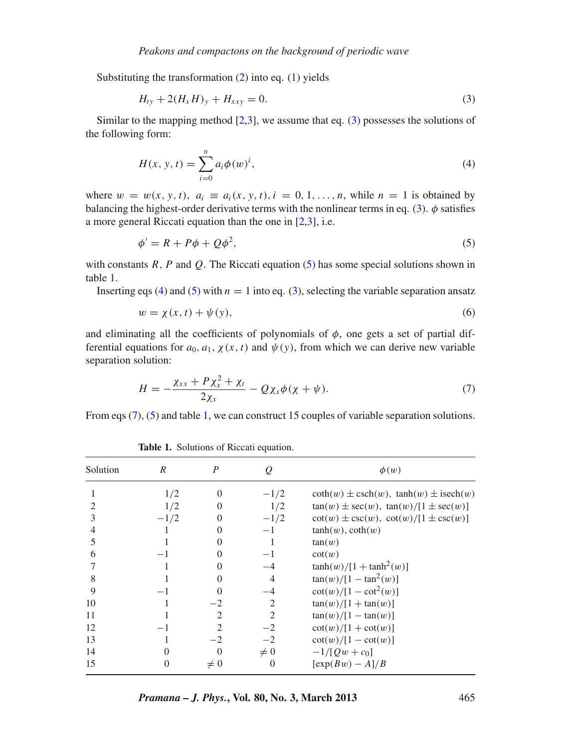Substituting the transformation (2) into eq. (1) yields

$$H_{ty} + 2(H_x H)_y + H_{xxy} = 0. \tag{3}$$

Similar to the mapping method [2,3], we assume that eq. (3) possesses the solutions of the following form:

$$H(x, y, t) = \sum_{i=0}^{n} a_i \phi(w)^i, \tag{4}$$

where $w = w(x, y, t)$, $a_i \equiv a_i(x, y, t)$, $i = 0, 1, \ldots, n$, while $n = 1$ is obtained by balancing the highest-order derivative terms with the nonlinear terms in eq. (3). $\phi$ satisfies a more general Riccati equation than the one in [2,3], i.e.

$$\phi' = R + P\phi + Q\phi^2, \tag{5}$$

with constants $R$, $P$ and $Q$. The Riccati equation (5) has some special solutions shown in table 1.

Inserting eqs (4) and (5) with $n = 1$ into eq. (3), selecting the variable separation ansatz

$$w = \chi(x, t) + \psi(y), \tag{6}$$

and eliminating all the coefficients of polynomials of $\phi$, one gets a set of partial differential equations for $a_0, a_1$, $\chi(x, t)$ and $\psi(y)$, from which we can derive new variable separation solution:

$$H = -\frac{\chi_{xx} + P\chi_x^2 + \chi_t}{2\chi_x} - Q\chi_x\phi(\chi + \psi). \tag{7}$$

From eqs (7), (5) and table 1, we can construct 15 couples of variable separation solutions.

**Table 1.** Solutions of Riccati equation.

| Solution | $R$ | $P$ | $Q$ | $\phi(w)$ |
|---|---|---|---|---|
| 1 | $1/2$ | $0$ | $-1/2$ | $\coth(w) \pm \operatorname{csch}(w)$, $\tanh(w) \pm i\operatorname{sech}(w)$ |
| 2 | $1/2$ | $0$ | $1/2$ | $\tan(w) \pm \sec(w)$, $\tan(w)/[1 \pm \sec(w)]$ |
| 3 | $-1/2$ | $0$ | $-1/2$ | $\cot(w) \pm \csc(w)$, $\cot(w)/[1 \pm \csc(w)]$ |
| 4 | $1$ | $0$ | $-1$ | $\tanh(w)$, $\coth(w)$ |
| 5 | $1$ | $0$ | $1$ | $\tan(w)$ |
| 6 | $-1$ | $0$ | $-1$ | $\cot(w)$ |
| 7 | $1$ | $0$ | $-4$ | $\tanh(w)/[1 + \tanh^2(w)]$ |
| 8 | $1$ | $0$ | $4$ | $\tan(w)/[1 - \tan^2(w)]$ |
| 9 | $-1$ | $0$ | $-4$ | $\cot(w)/[1 - \cot^2(w)]$ |
| 10 | $1$ | $-2$ | $2$ | $\tan(w)/[1 + \tan(w)]$ |
| 11 | $1$ | $2$ | $2$ | $\tan(w)/[1 - \tan(w)]$ |
| 12 | $-1$ | $2$ | $-2$ | $\cot(w)/[1 + \cot(w)]$ |
| 13 | $1$ | $-2$ | $-2$ | $\cot(w)/[1 - \cot(w)]$ |
| 14 | $0$ | $0$ | $\neq 0$ | $-1/[Qw + c_0]$ |
| 15 | $0$ | $\neq 0$ | $0$ | $[\exp(Bw) - A]/B$ |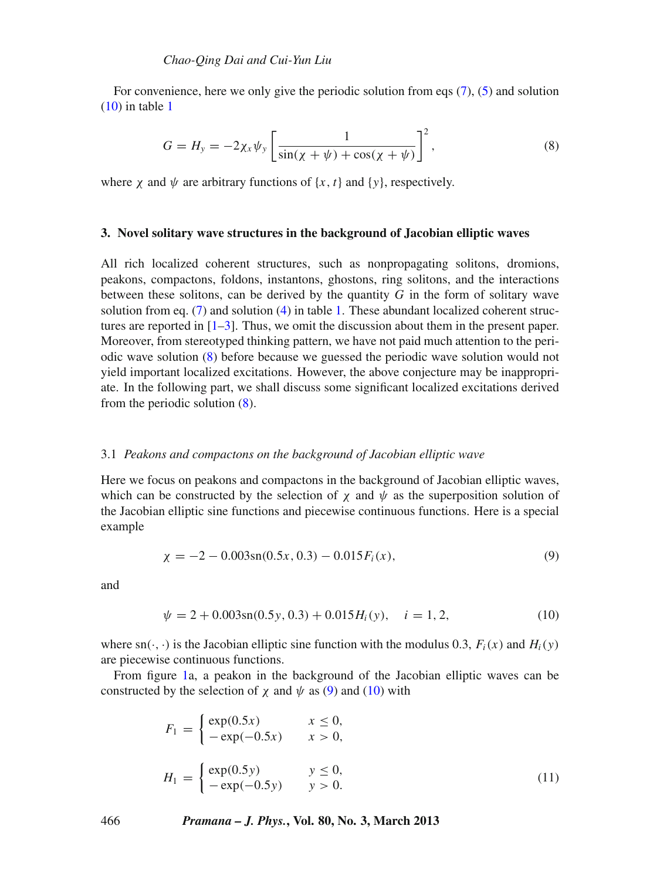For convenience, here we only give the periodic solution from eqs (7), (5) and solution (10) in table 1

$$G = H_y = -2\chi_x\psi_y\left[\frac{1}{\sin(\chi+\psi)+\cos(\chi+\psi)}\right]^2, \tag{8}$$

where $\chi$ and $\psi$ are arbitrary functions of $\{x, t\}$ and $\{y\}$, respectively.

## 3. Novel solitary wave structures in the background of Jacobian elliptic waves

All rich localized coherent structures, such as nonpropagating solitons, dromions, peakons, compactons, foldons, instantons, ghostons, ring solitons, and the interactions between these solitons, can be derived by the quantity $G$ in the form of solitary wave solution from eq. (7) and solution (4) in table 1. These abundant localized coherent structures are reported in [1–3]. Thus, we omit the discussion about them in the present paper. Moreover, from stereotyped thinking pattern, we have not paid much attention to the periodic wave solution (8) before because we guessed the periodic wave solution would not yield important localized excitations. However, the above conjecture may be inappropriate. In the following part, we shall discuss some significant localized excitations derived from the periodic solution (8).

### 3.1 *Peakons and compactons on the background of Jacobian elliptic wave*

Here we focus on peakons and compactons in the background of Jacobian elliptic waves, which can be constructed by the selection of $\chi$ and $\psi$ as the superposition solution of the Jacobian elliptic sine functions and piecewise continuous functions. Here is a special example

$$\chi = -2 - 0.003\,\mathrm{sn}(0.5x, 0.3) - 0.015F_i(x), \tag{9}$$

and

$$\psi = 2 + 0.003\,\mathrm{sn}(0.5y, 0.3) + 0.015H_i(y), \quad i = 1, 2, \tag{10}$$

where $\mathrm{sn}(\cdot,\cdot)$ is the Jacobian elliptic sine function with the modulus 0.3, $F_i(x)$ and $H_i(y)$ are piecewise continuous functions.

From figure 1a, a peakon in the background of the Jacobian elliptic waves can be constructed by the selection of $\chi$ and $\psi$ as (9) and (10) with

$$F_1 = \begin{cases} \exp(0.5x) & x \le 0, \\ -\exp(-0.5x) & x > 0, \end{cases}$$

$$H_1 = \begin{cases} \exp(0.5y) & y \le 0, \\ -\exp(-0.5y) & y > 0. \end{cases} \tag{11}$$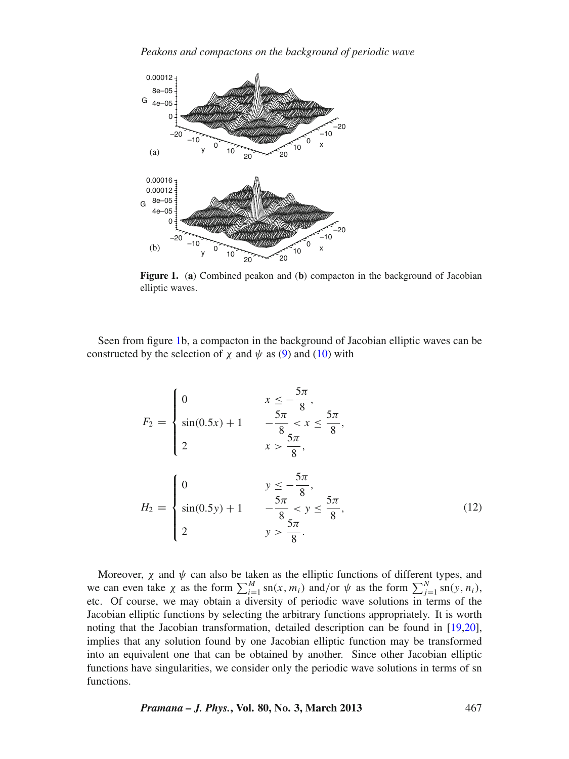**Figure 1.** (**a**) Combined peakon and (**b**) compacton in the background of Jacobian elliptic waves.

Seen from figure 1b, a compacton in the background of Jacobian elliptic waves can be constructed by the selection of $\chi$ and $\psi$ as (9) and (10) with

$$
F_2 = \begin{cases} 0 & x \le -\dfrac{5\pi}{8}, \\ \sin(0.5x) + 1 & -\dfrac{5\pi}{8} < x \le \dfrac{5\pi}{8}, \\ 2 & x > \dfrac{5\pi}{8}, \end{cases}
$$

$$
H_2 = \begin{cases} 0 & y \le -\dfrac{5\pi}{8}, \\ \sin(0.5y) + 1 & -\dfrac{5\pi}{8} < y \le \dfrac{5\pi}{8}, \\ 2 & y > \dfrac{5\pi}{8}. \end{cases} \tag{12}
$$

Moreover, $\chi$ and $\psi$ can also be taken as the elliptic functions of different types, and we can even take $\chi$ as the form $\sum_{i=1}^{M} \mathrm{sn}(x, m_i)$ and/or $\psi$ as the form $\sum_{j=1}^{N} \mathrm{sn}(y, n_i)$, etc. Of course, we may obtain a diversity of periodic wave solutions in terms of the Jacobian elliptic functions by selecting the arbitrary functions appropriately. It is worth noting that the Jacobian transformation, detailed description can be found in [19,20], implies that any solution found by one Jacobian elliptic function may be transformed into an equivalent one that can be obtained by another. Since other Jacobian elliptic functions have singularities, we consider only the periodic wave solutions in terms of sn functions.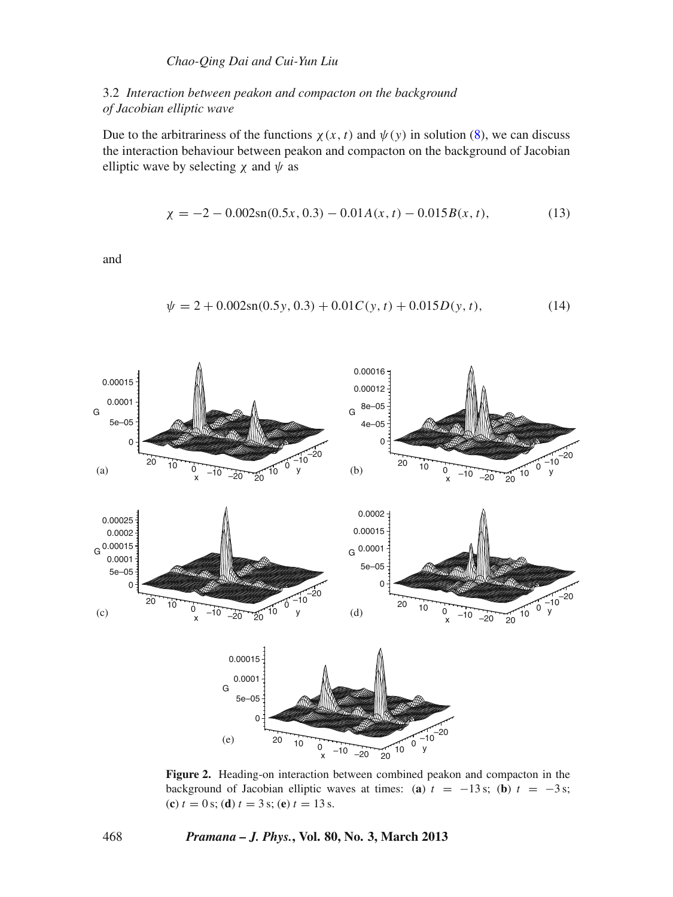### 3.2 *Interaction between peakon and compacton on the background of Jacobian elliptic wave*

Due to the arbitrariness of the functions $\chi(x, t)$ and $\psi(y)$ in solution (8), we can discuss the interaction behaviour between peakon and compacton on the background of Jacobian elliptic wave by selecting $\chi$ and $\psi$ as

$$\chi = -2 - 0.002\text{sn}(0.5x, 0.3) - 0.01A(x, t) - 0.015B(x, t), \tag{13}$$

and

$$\psi = 2 + 0.002\text{sn}(0.5y, 0.3) + 0.01C(y, t) + 0.015D(y, t), \tag{14}$$

**Figure 2.** Heading-on interaction between combined peakon and compacton in the background of Jacobian elliptic waves at times: (**a**) $t = -13$ s; (**b**) $t = -3$ s; (**c**) $t = 0$ s; (**d**) $t = 3$ s; (**e**) $t = 13$ s.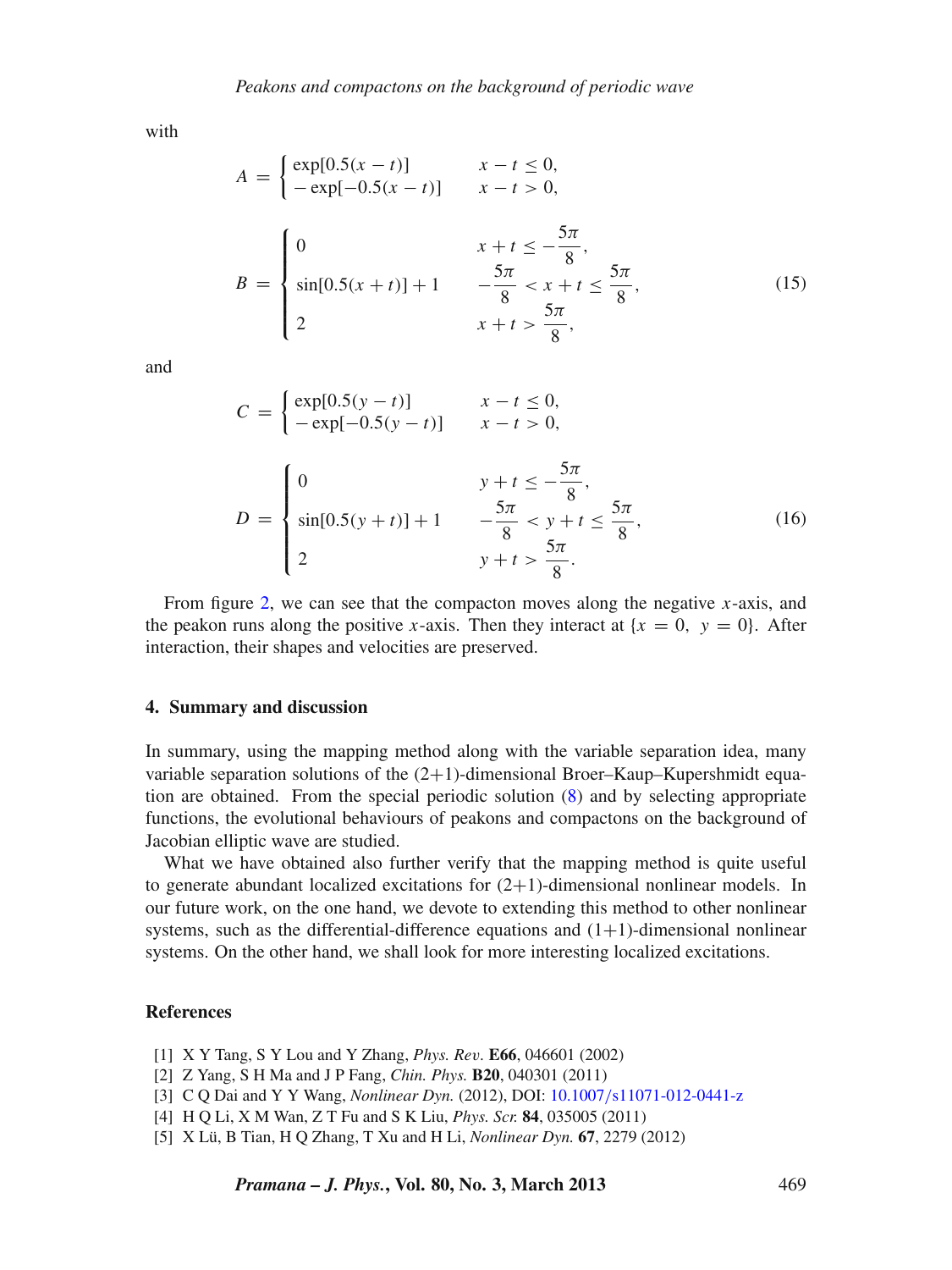with

$$A = \begin{cases} \exp[0.5(x-t)] & x-t \le 0, \\ -\exp[-0.5(x-t)] & x-t > 0, \end{cases}$$

$$B = \begin{cases} 0 & x+t \le -\dfrac{5\pi}{8}, \\ \sin[0.5(x+t)]+1 & -\dfrac{5\pi}{8} < x+t \le \dfrac{5\pi}{8}, \\ 2 & x+t > \dfrac{5\pi}{8}, \end{cases} \tag{15}$$

and

$$C = \begin{cases} \exp[0.5(y-t)] & x-t \le 0, \\ -\exp[-0.5(y-t)] & x-t > 0, \end{cases}$$

$$D = \begin{cases} 0 & y+t \le -\dfrac{5\pi}{8}, \\ \sin[0.5(y+t)]+1 & -\dfrac{5\pi}{8} < y+t \le \dfrac{5\pi}{8}, \\ 2 & y+t > \dfrac{5\pi}{8}. \end{cases} \tag{16}$$

From figure 2, we can see that the compacton moves along the negative $x$-axis, and the peakon runs along the positive $x$-axis. Then they interact at $\{x = 0,\ y = 0\}$. After interaction, their shapes and velocities are preserved.

## 4. Summary and discussion

In summary, using the mapping method along with the variable separation idea, many variable separation solutions of the (2+1)-dimensional Broer–Kaup–Kupershmidt equation are obtained. From the special periodic solution (8) and by selecting appropriate functions, the evolutional behaviours of peakons and compactons on the background of Jacobian elliptic wave are studied.

What we have obtained also further verify that the mapping method is quite useful to generate abundant localized excitations for (2+1)-dimensional nonlinear models. In our future work, on the one hand, we devote to extending this method to other nonlinear systems, such as the differential-difference equations and (1+1)-dimensional nonlinear systems. On the other hand, we shall look for more interesting localized excitations.

## References

[1] X Y Tang, S Y Lou and Y Zhang, *Phys. Rev.* **E66**, 046601 (2002)
[2] Z Yang, S H Ma and J P Fang, *Chin. Phys.* **B20**, 040301 (2011)
[3] C Q Dai and Y Y Wang, *Nonlinear Dyn.* (2012), DOI: 10.1007/s11071-012-0441-z
[4] H Q Li, X M Wan, Z T Fu and S K Liu, *Phys. Scr.* **84**, 035005 (2011)
[5] X Lü, B Tian, H Q Zhang, T Xu and H Li, *Nonlinear Dyn.* **67**, 2279 (2012)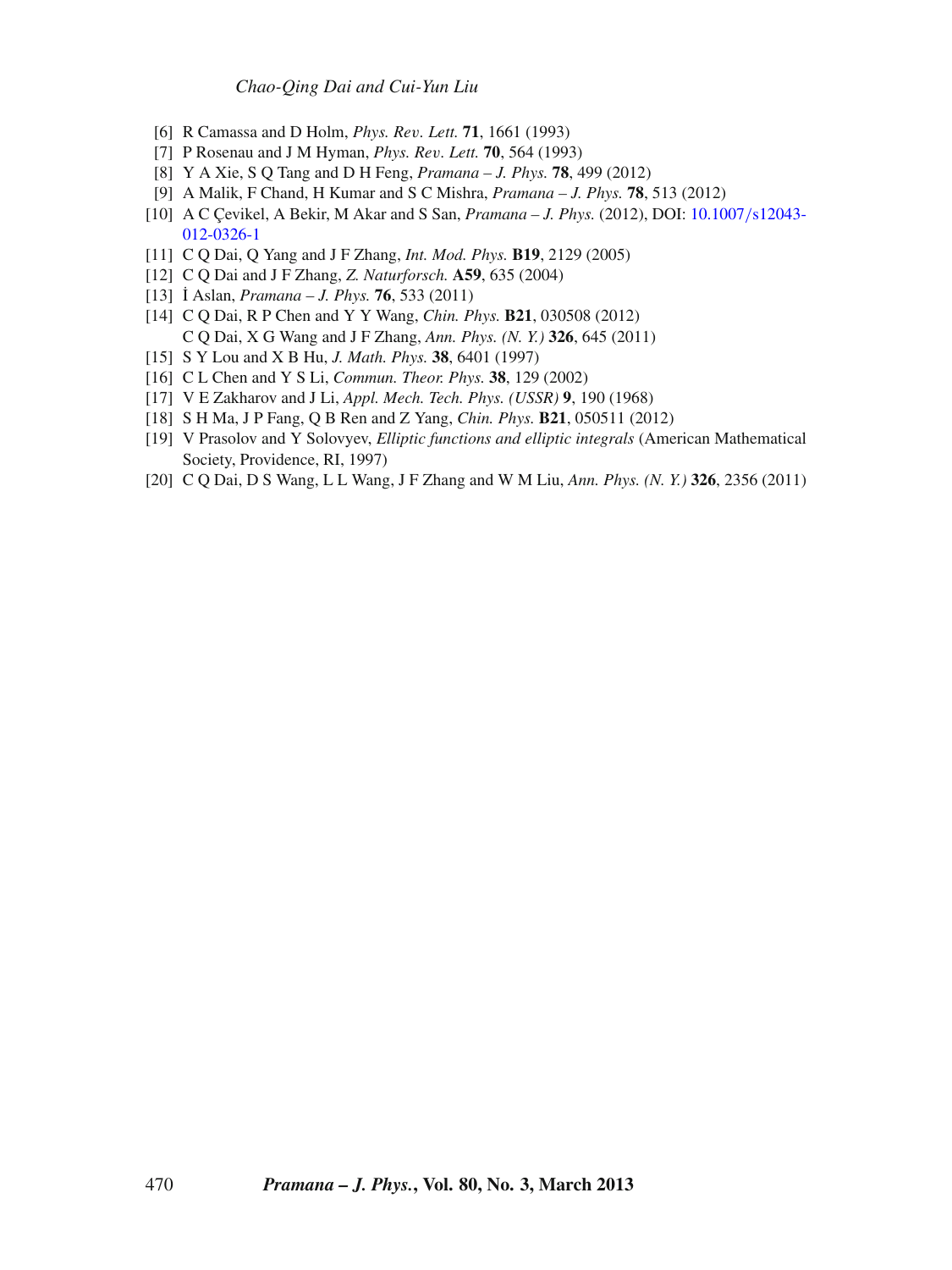[6] R Camassa and D Holm, *Phys. Rev. Lett.* **71**, 1661 (1993)
[7] P Rosenau and J M Hyman, *Phys. Rev. Lett.* **70**, 564 (1993)
[8] Y A Xie, S Q Tang and D H Feng, *Pramana – J. Phys.* **78**, 499 (2012)
[9] A Malik, F Chand, H Kumar and S C Mishra, *Pramana – J. Phys.* **78**, 513 (2012)
[10] A C Çevikel, A Bekir, M Akar and S San, *Pramana – J. Phys.* (2012), DOI: 10.1007/s12043-012-0326-1
[11] C Q Dai, Q Yang and J F Zhang, *Int. Mod. Phys.* **B19**, 2129 (2005)
[12] C Q Dai and J F Zhang, *Z. Naturforsch.* **A59**, 635 (2004)
[13] İ Aslan, *Pramana – J. Phys.* **76**, 533 (2011)
[14] C Q Dai, R P Chen and Y Y Wang, *Chin. Phys.* **B21**, 030508 (2012)
C Q Dai, X G Wang and J F Zhang, *Ann. Phys. (N. Y.)* **326**, 645 (2011)
[15] S Y Lou and X B Hu, *J. Math. Phys.* **38**, 6401 (1997)
[16] C L Chen and Y S Li, *Commun. Theor. Phys.* **38**, 129 (2002)
[17] V E Zakharov and J Li, *Appl. Mech. Tech. Phys. (USSR)* **9**, 190 (1968)
[18] S H Ma, J P Fang, Q B Ren and Z Yang, *Chin. Phys.* **B21**, 050511 (2012)
[19] V Prasolov and Y Solovyev, *Elliptic functions and elliptic integrals* (American Mathematical Society, Providence, RI, 1997)
[20] C Q Dai, D S Wang, L L Wang, J F Zhang and W M Liu, *Ann. Phys. (N. Y.)* **326**, 2356 (2011)